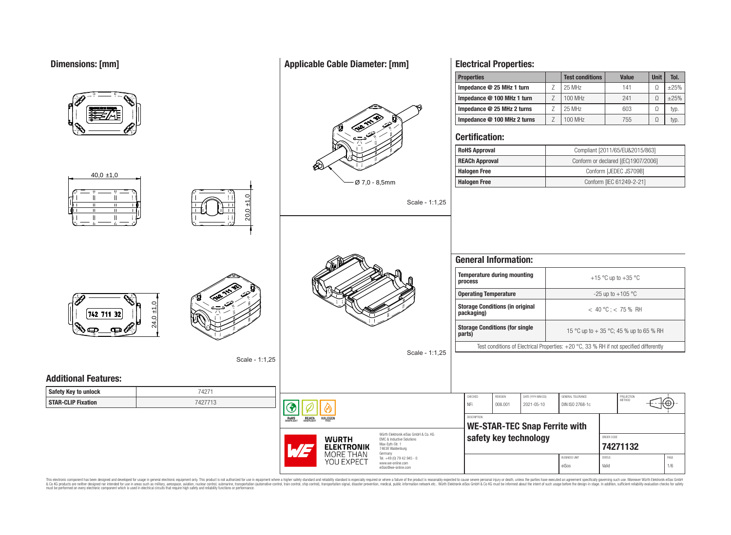## Dimensions: [mm]

40,0 ±1,0

20,0 ±1,0

742 711 32

24,0 ±1,0

Scale - 1:1,25

## Applicable Cable Diameter: [mm]

Ø 7,0 - 8,5mm

Scale - 1:1,25

Scale - 1:1,25

## Electrical Properties:

| Properties | | Test conditions | Value | Unit | Tol. |
|---|---|---|---|---|---|
| Impedance @ 25 MHz 1 turn | Z | 25 MHz | 141 | Ω | ±25% |
| Impedance @ 100 MHz 1 turn | Z | 100 MHz | 241 | Ω | ±25% |
| Impedance @ 25 MHz 2 turns | Z | 25 MHz | 603 | Ω | typ. |
| Impedance @ 100 MHz 2 turns | Z | 100 MHz | 755 | Ω | typ. |

## Certification:

| | |
|---|---|
| RoHS Approval | Compliant [2011/65/EU&2015/863] |
| REACh Approval | Conform or declared [(EC)1907/2006] |
| Halogen Free | Conform [JEDEC JS709B] |
| Halogen Free | Conform [IEC 61249-2-21] |

## General Information:

| | |
|---|---|
| Temperature during mounting process | +15 °C up to +35 °C |
| Operating Temperature | -25 up to +105 °C |
| Storage Conditions (in original packaging) | < 40 °C ; < 75 % RH |
| Storage Conditions (for single parts) | 15 °C up to + 35 °C; 45 % up to 65 % RH |

Test conditions of Electrical Properties: +20 °C, 33 % RH if not specified differently

## Additional Features:

| | |
|---|---|
| Safety Key to unlock | 74271 |
| STAR-CLIP Fixation | 7427713 |

RoHS COMPLIANT | REACh COMPLIANT | HALOGEN FREE

WÜRTH ELEKTRONIK MORE THAN YOU EXPECT

Würth Elektronik eiSos GmbH & Co. KG
EMC & Inductive Solutions
Max-Eyth-Str. 1
74638 Waldenburg
Germany
Tel. +49 (0) 79 42 945 - 0
www.we-online.com
eiSos@we-online.com

| CHECKED | REVISION | DATE (YYYY-MM-DD) | GENERAL TOLERANCE | PROJECTION METHOD |
|---|---|---|---|---|
| NFi | 008.001 | 2021-05-10 | DIN ISO 2768-1c | |

DESCRIPTION

**WE-STAR-TEC Snap Ferrite with safety key technology**

ORDER CODE: **74271132**

BUSINESS UNIT: eiSos | STATUS: Valid

This electronic component has been designed and developed for usage in general electronic equipment only. This product is not authorized for use in equipment where a higher safety standard and reliability standard is especially required or where a failure of the product is reasonably expected to cause severe personal injury or death, unless the parties have executed an agreement specifically governing such use. Moreover Würth Elektronik eiSos GmbH & Co KG products are neither designed nor intended for use in areas such as military, aerospace, aviation, nuclear control, submarine, transportation (automotive control, train control, ship control), transportation signal, disaster prevention, medical, public information network etc.. Würth Elektronik eiSos GmbH & Co KG must be informed about the intent of such usage before the design-in stage. In addition, sufficient reliability evaluation checks for safety must be performed on every electronic component which is used in electrical circuits that require high safety and reliability functions or performance.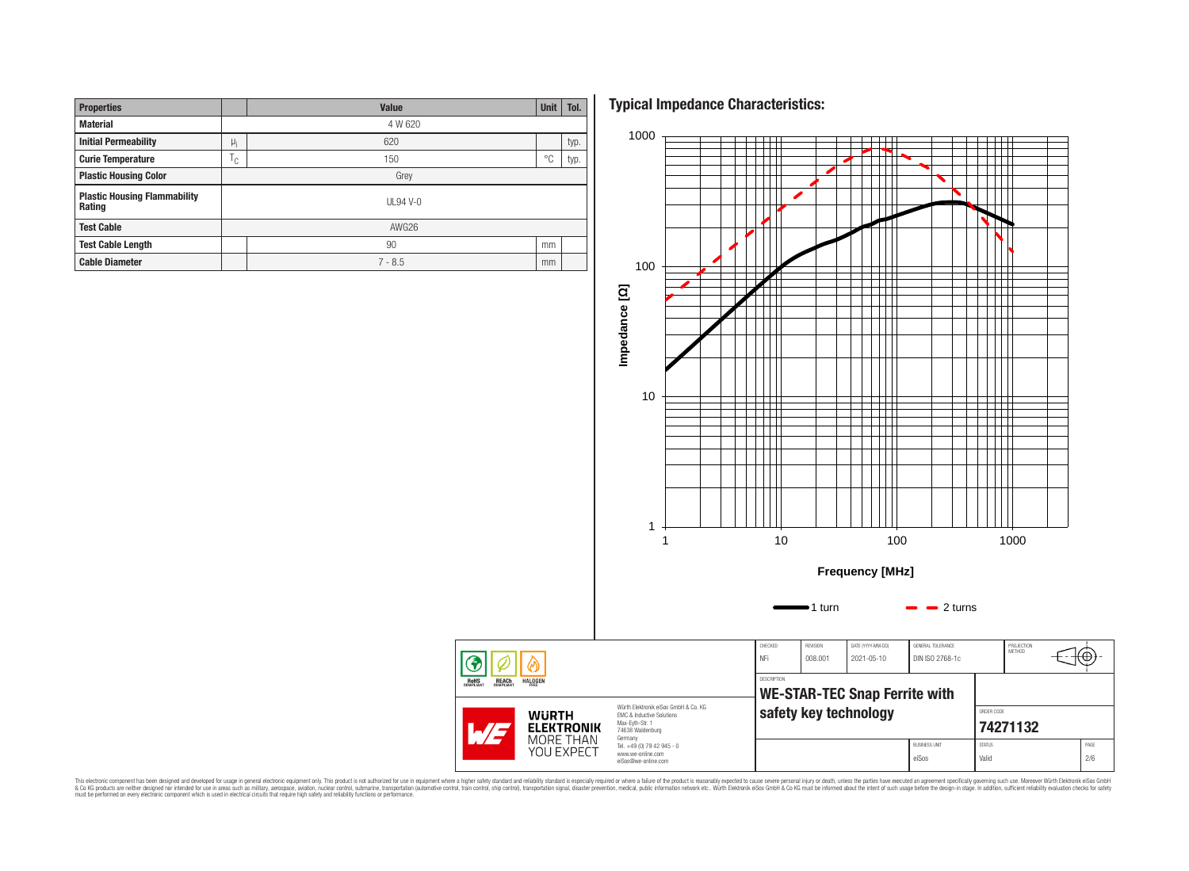| Properties | | Value | Unit | Tol. |
|---|---|---|---|---|
| Material | | 4 W 620 | | |
| Initial Permeability | $\mu_i$ | 620 | | typ. |
| Curie Temperature | $T_C$ | 150 | °C | typ. |
| Plastic Housing Color | | Grey | | |
| Plastic Housing Flammability Rating | | UL94 V-0 | | |
| Test Cable | | AWG26 | | |
| Test Cable Length | | 90 | mm | |
| Cable Diameter | | 7 - 8.5 | mm | |

## Typical Impedance Characteristics:

Impedance [Ω]

1000
100
10
1

1 10 100 1000

Frequency [MHz]

1 turn — 2 turns

| CHECKED | REVISION | DATE (YYYY-MM-DD) | GENERAL TOLERANCE | PROJECTION METHOD |
|---|---|---|---|---|
| NFi | 008.001 | 2021-05-10 | DIN ISO 2768-1c | |

DESCRIPTION

**WE-STAR-TEC Snap Ferrite with safety key technology**

ORDER CODE: **74271132**

BUSINESS UNIT: eiSos

STATUS: Valid

Würth Elektronik eiSos GmbH & Co. KG
EMC & Inductive Solutions
Max-Eyth-Str. 1
74638 Waldenburg
Germany
Tel. +49 (0) 79 42 945 - 0
www.we-online.com
eiSos@we-online.com

This electronic component has been designed and developed for usage in general electronic equipment only. This product is not authorized for use in equipment where a higher safety standard and reliability standard is especially required or where a failure of the product is reasonably expected to cause severe personal injury or death, unless the parties have executed an agreement specifically governing such use. Moreover Würth Elektronik eiSos GmbH & Co KG products are neither designed nor intended for use in areas such as military, aerospace, aviation, nuclear control, submarine, transportation (automotive control, train control, ship control), transportation signal, disaster prevention, medical, public information network etc.. Würth Elektronik eiSos GmbH & Co KG must be informed about the intent of such usage before the design-in stage. In addition, sufficient reliability evaluation checks for safety must be performed on every electronic component which is used in electrical circuits that require high safety and reliability functions or performance.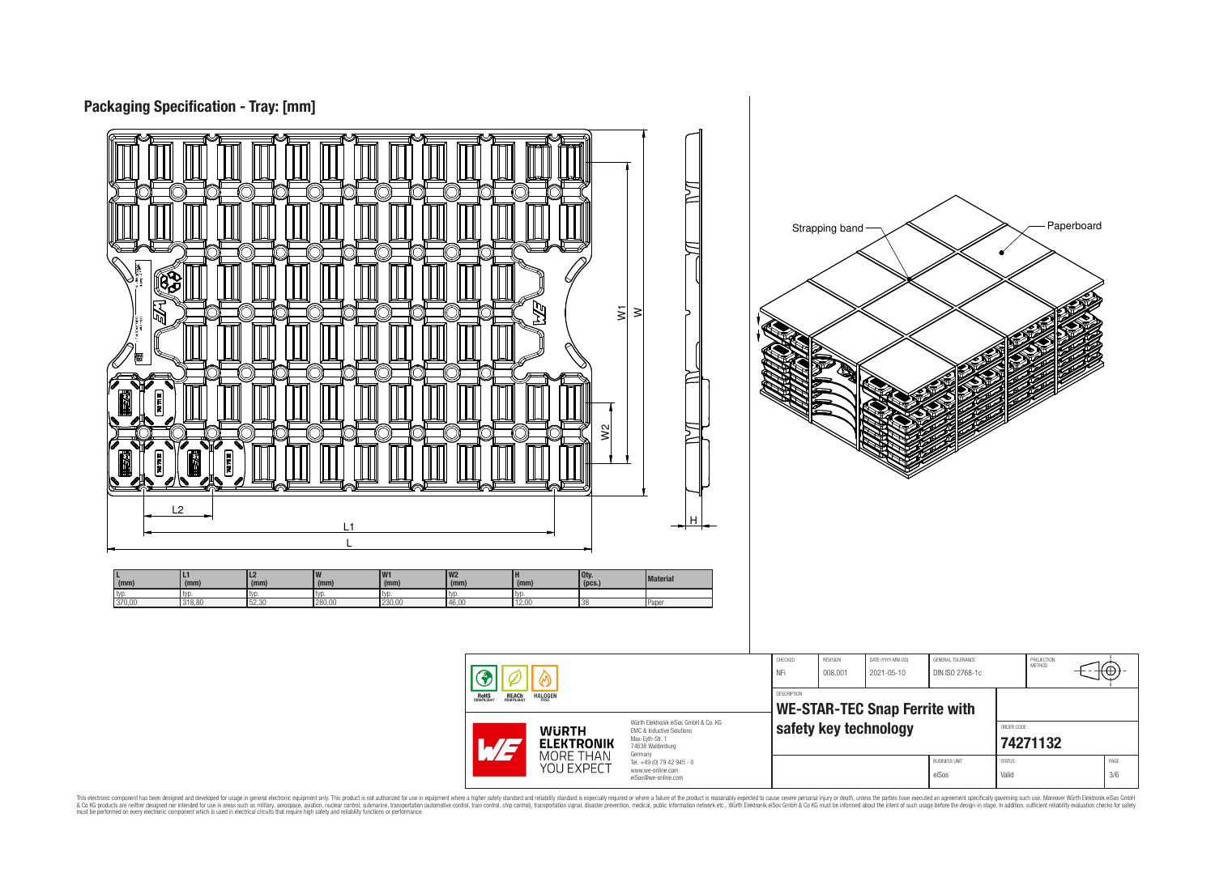# Packaging Specification - Tray: [mm]

Strapping band

Paperboard

| L (mm) | L1 (mm) | L2 (mm) | W (mm) | W1 (mm) | W2 (mm) | H (mm) | Qty. (pcs.) | Material |
|---|---|---|---|---|---|---|---|---|
| typ. | typ. | typ. | typ. | typ. | typ. | typ. | | |
| 370,00 | 318,80 | 52,30 | 280,00 | 230,00 | 46,00 | 12,00 | 38 | Paper |

| CHECKED | REVISION | DATE (YYYY-MM-DD) | GENERAL TOLERANCE | PROJECTION METHOD |
|---|---|---|---|---|
| NFi | 008.001 | 2021-05-10 | DIN ISO 2768-1c | |

RoHS COMPLIANT | REACh COMPLIANT | HALOGEN FREE

WÜRTH ELEKTRONIK MORE THAN YOU EXPECT

Würth Elektronik eiSos GmbH & Co. KG
EMC & Inductive Solutions
Max-Eyth-Str. 1
74638 Waldenburg
Germany
Tel. +49 (0) 79 42 945 - 0
www.we-online.com
eiSos@we-online.com

DESCRIPTION
**WE-STAR-TEC Snap Ferrite with safety key technology**

ORDER CODE
**74271132**

| BUSINESS UNIT | STATUS | PAGE |
|---|---|---|
| eiSos | Valid | 3/6 |

This electronic component has been designed and developed for usage in general electronic equipment only. This product is not authorized for use in equipment where a higher safety standard and reliability standard is especially required or where a failure of the product is reasonably expected to cause severe personal injury or death, unless the parties have executed an agreement specifically governing such use. Moreover Würth Elektronik eiSos GmbH & Co KG products are neither designed nor intended for use in areas such as military, aerospace, aviation, nuclear control, submarine, transportation (automotive control, train control, ship control), transportation signal, disaster prevention, medical, public information network etc.. Würth Elektronik eiSos GmbH & Co KG must be informed about the intent of such usage before the design-in stage. In addition, sufficient reliability evaluation checks for safety must be performed on every electronic component which is used in electrical circuits that require high safety and reliability functions or performance.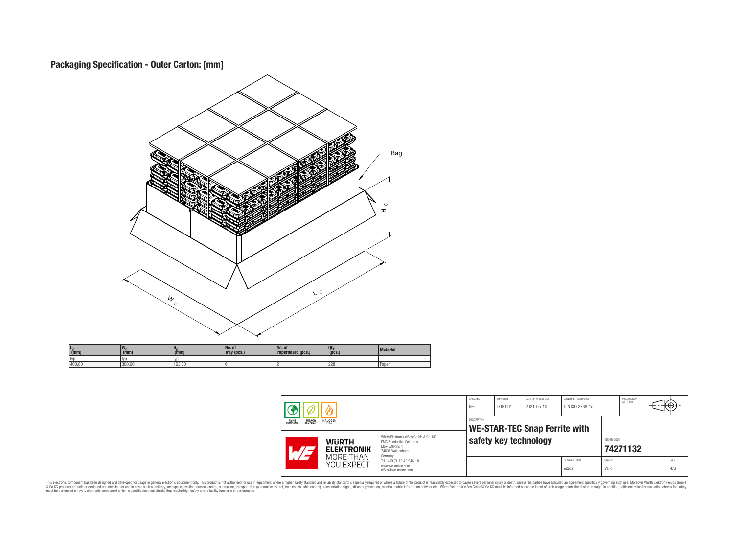## Packaging Specification - Outer Carton: [mm]

Bag

$H_C$

$W_C$

$L_C$

| $L_C$ (mm) | $W_C$ (mm) | $H_C$ (mm) | No. of Tray (pcs.) | No. of Paperboard (pcs.) | Qty. (pcs.) | Material |
|---|---|---|---|---|---|---|
| typ. | typ. | typ. | | | | |
| 400,00 | 300,00 | 163,00 | 6 | 2 | 228 | Paper |

| | | | | | |
|---|---|---|---|---|---|
| CHECKED: NFi | REVISION: 008.001 | DATE (YYYY-MM-DD): 2021-05-10 | GENERAL TOLERANCE: DIN ISO 2768-1c | PROJECTION METHOD | |
| DESCRIPTION: **WE-STAR-TEC Snap Ferrite with safety key technology** | | | | ORDER CODE: **74271132** | |
| | | | BUSINESS UNIT: eiSos | STATUS: Valid | PAGE: 4/6 |

RoHS COMPLIANT · REACh COMPLIANT · HALOGEN FREE

WÜRTH ELEKTRONIK MORE THAN YOU EXPECT

Würth Elektronik eiSos GmbH & Co. KG
EMC & Inductive Solutions
Max-Eyth-Str. 1
74638 Waldenburg
Germany
Tel. +49 (0) 79 42 945 - 0
www.we-online.com
eiSos@we-online.com

This electronic component has been designed and developed for usage in general electronic equipment only. This product is not authorized for use in equipment where a higher safety standard and reliability standard is especially required or where a failure of the product is reasonably expected to cause severe personal injury or death, unless the parties have executed an agreement specifically governing such usage. Moreover Würth Elektronik eiSos GmbH & Co KG products are neither designed nor intended for use in areas such as military, aerospace, aviation, nuclear control, submarine, transportation (automotive control, train control, ship control), transportation signal, disaster prevention, medical, public information network etc.. Würth Elektronik eiSos GmbH & Co KG must be informed about the intent of such usage before the design-in stage. In addition, sufficient reliability evaluation checks for safety must be performed on every electronic component which is used in electrical circuits that require high safety and reliability functions or performance.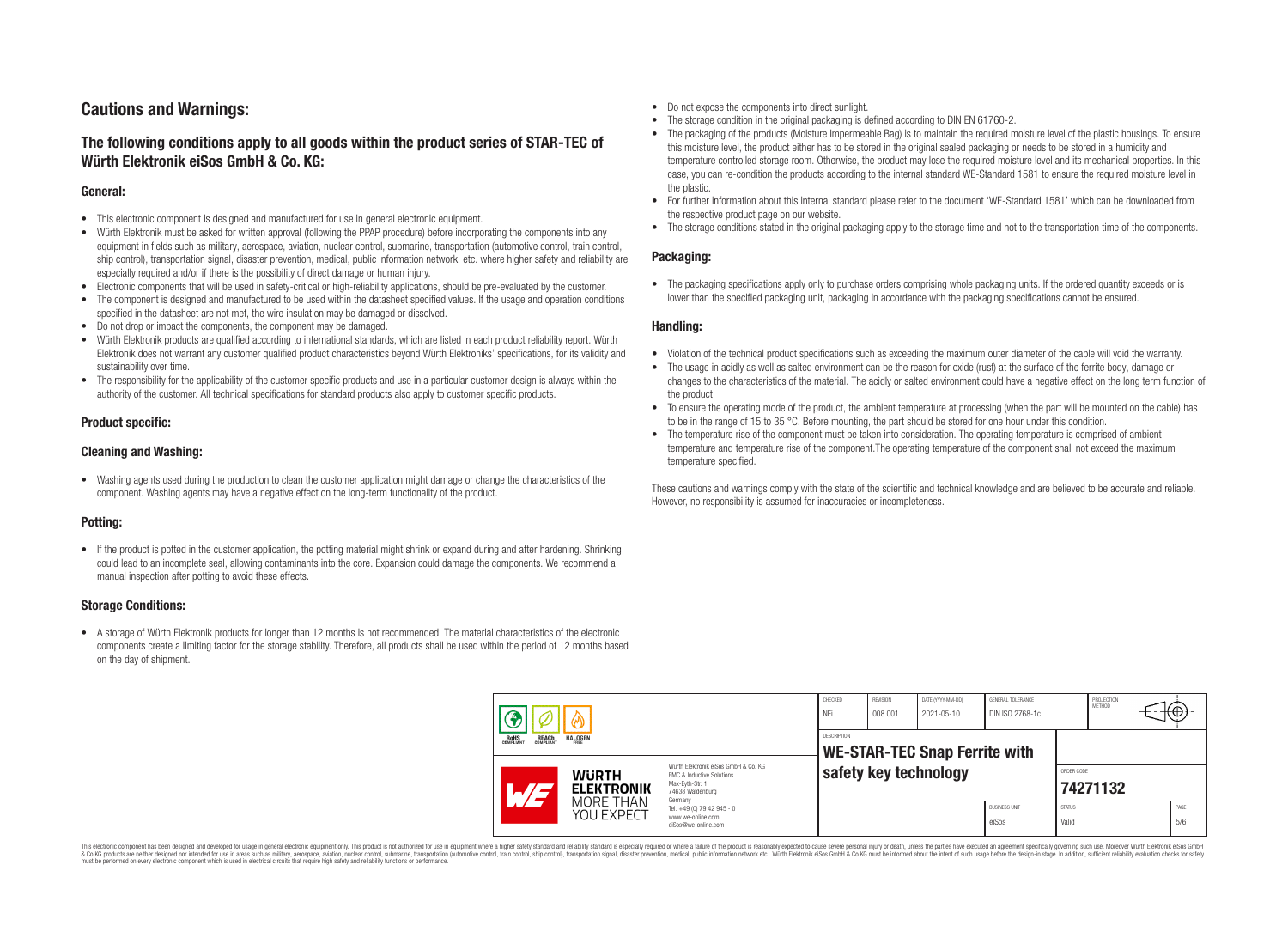# Cautions and Warnings:

## The following conditions apply to all goods within the product series of STAR-TEC of Würth Elektronik eiSos GmbH & Co. KG:

### General:

- This electronic component is designed and manufactured for use in general electronic equipment.
- Würth Elektronik must be asked for written approval (following the PPAP procedure) before incorporating the components into any equipment in fields such as military, aerospace, aviation, nuclear control, submarine, transportation (automotive control, train control, ship control), transportation signal, disaster prevention, medical, public information network, etc. where higher safety and reliability are especially required and/or if there is the possibility of direct damage or human injury.
- Electronic components that will be used in safety-critical or high-reliability applications, should be pre-evaluated by the customer.
- The component is designed and manufactured to be used within the datasheet specified values. If the usage and operation conditions specified in the datasheet are not met, the wire insulation may be damaged or dissolved.
- Do not drop or impact the components, the component may be damaged.
- Würth Elektronik products are qualified according to international standards, which are listed in each product reliability report. Würth Elektronik does not warrant any customer qualified product characteristics beyond Würth Elektroniks' specifications, for its validity and sustainability over time.
- The responsibility for the applicability of the customer specific products and use in a particular customer design is always within the authority of the customer. All technical specifications for standard products also apply to customer specific products.

### Product specific:

### Cleaning and Washing:

- Washing agents used during the production to clean the customer application might damage or change the characteristics of the component. Washing agents may have a negative effect on the long-term functionality of the product.

### Potting:

- If the product is potted in the customer application, the potting material might shrink or expand during and after hardening. Shrinking could lead to an incomplete seal, allowing contaminants into the core. Expansion could damage the components. We recommend a manual inspection after potting to avoid these effects.

### Storage Conditions:

- A storage of Würth Elektronik products for longer than 12 months is not recommended. The material characteristics of the electronic components create a limiting factor for the storage stability. Therefore, all products shall be used within the period of 12 months based on the day of shipment.
- Do not expose the components into direct sunlight.
- The storage condition in the original packaging is defined according to DIN EN 61760-2.
- The packaging of the products (Moisture Impermeable Bag) is to maintain the required moisture level of the plastic housings. To ensure this moisture level, the product either has to be stored in the original sealed packaging or needs to be stored in a humidity and temperature controlled storage room. Otherwise, the product may lose the required moisture level and its mechanical properties. In this case, you can re-condition the products according to the internal standard WE-Standard 1581 to ensure the required moisture level in the plastic.
- For further information about this internal standard please refer to the document 'WE-Standard 1581' which can be downloaded from the respective product page on our website.
- The storage conditions stated in the original packaging apply to the storage time and not to the transportation time of the components.

### Packaging:

- The packaging specifications apply only to purchase orders comprising whole packaging units. If the ordered quantity exceeds or is lower than the specified packaging unit, packaging in accordance with the packaging specifications cannot be ensured.

### Handling:

- Violation of the technical product specifications such as exceeding the maximum outer diameter of the cable will void the warranty.
- The usage in acidly as well as salted environment can be the reason for oxide (rust) at the surface of the ferrite body, damage or changes to the characteristics of the material. The acidly or salted environment could have a negative effect on the long term function of the product.
- To ensure the operating mode of the product, the ambient temperature at processing (when the part will be mounted on the cable) has to be in the range of 15 to 35 °C. Before mounting, the part should be stored for one hour under this condition.
- The temperature rise of the component must be taken into consideration. The operating temperature is comprised of ambient temperature and temperature rise of the component.The operating temperature of the component shall not exceed the maximum temperature specified.

These cautions and warnings comply with the state of the scientific and technical knowledge and are believed to be accurate and reliable. However, no responsibility is assumed for inaccuracies or incompleteness.

| CHECKED | REVISION | DATE (YYYY-MM-DD) | GENERAL TOLERANCE | PROJECTION METHOD |
|---|---|---|---|---|
| NFi | 008.001 | 2021-05-10 | DIN ISO 2768-1c | |

DESCRIPTION: **WE-STAR-TEC Snap Ferrite with safety key technology**

ORDER CODE: **74271132**

| BUSINESS UNIT | STATUS | PAGE |
|---|---|---|
| eiSos | Valid | 5/6 |

Würth Elektronik eiSos GmbH & Co. KG
EMC & Inductive Solutions
Max-Eyth-Str. 1
74638 Waldenburg
Germany
Tel. +49 (0) 79 42 945 - 0
www.we-online.com
eiSos@we-online.com

This electronic component has been designed and developed for usage in general electronic equipment only. This product is not authorized for use in equipment where a higher safety standard and reliability standard is especially required or where a failure of the product is reasonably expected to cause severe personal injury or death, unless the parties have executed an agreement specifically governing such usage. Moreover Würth Elektronik eiSos GmbH & Co KG products are neither designed nor intended for use in areas such as military, aerospace, aviation, nuclear control, submarine, transportation (automotive control, train control, ship control), transportation signal, disaster prevention, medical, public information network etc.. Würth Elektronik eiSos GmbH & Co KG must be informed about the intent of such usage before the design-in stage. In addition, sufficient reliability evaluation checks for safety must be performed on every electronic component which is used in electrical circuits that require high safety and reliability functions or performance.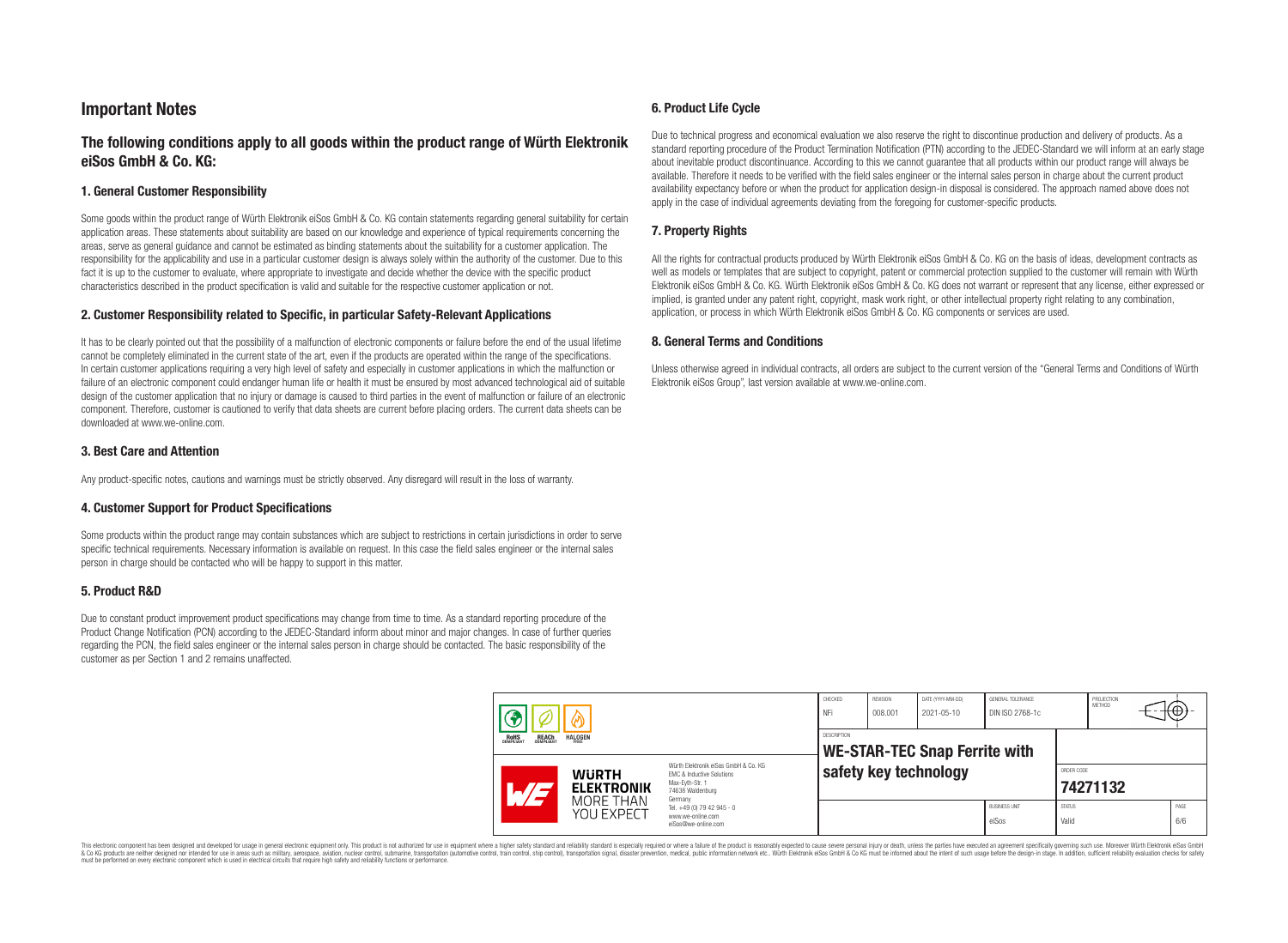# Important Notes

## The following conditions apply to all goods within the product range of Würth Elektronik eiSos GmbH & Co. KG:

### 1. General Customer Responsibility

Some goods within the product range of Würth Elektronik eiSos GmbH & Co. KG contain statements regarding general suitability for certain application areas. These statements about suitability are based on our knowledge and experience of typical requirements concerning the areas, serve as general guidance and cannot be estimated as binding statements about the suitability for a customer application. The responsibility for the applicability and use in a particular customer design is always solely within the authority of the customer. Due to this fact it is up to the customer to evaluate, where appropriate to investigate and decide whether the device with the specific product characteristics described in the product specification is valid and suitable for the respective customer application or not.

### 2. Customer Responsibility related to Specific, in particular Safety-Relevant Applications

It has to be clearly pointed out that the possibility of a malfunction of electronic components or failure before the end of the usual lifetime cannot be completely eliminated in the current state of the art, even if the products are operated within the range of the specifications. In certain customer applications requiring a very high level of safety and especially in customer applications in which the malfunction or failure of an electronic component could endanger human life or health it must be ensured by most advanced technological aid of suitable design of the customer application that no injury or damage is caused to third parties in the event of malfunction or failure of an electronic component. Therefore, customer is cautioned to verify that data sheets are current before placing orders. The current data sheets can be downloaded at www.we-online.com.

### 3. Best Care and Attention

Any product-specific notes, cautions and warnings must be strictly observed. Any disregard will result in the loss of warranty.

### 4. Customer Support for Product Specifications

Some products within the product range may contain substances which are subject to restrictions in certain jurisdictions in order to serve specific technical requirements. Necessary information is available on request. In this case the field sales engineer or the internal sales person in charge should be contacted who will be happy to support in this matter.

### 5. Product R&D

Due to constant product improvement product specifications may change from time to time. As a standard reporting procedure of the Product Change Notification (PCN) according to the JEDEC-Standard inform about minor and major changes. In case of further queries regarding the PCN, the field sales engineer or the internal sales person in charge should be contacted. The basic responsibility of the customer as per Section 1 and 2 remains unaffected.

### 6. Product Life Cycle

Due to technical progress and economical evaluation we also reserve the right to discontinue production and delivery of products. As a standard reporting procedure of the Product Termination Notification (PTN) according to the JEDEC-Standard we will inform at an early stage about inevitable product discontinuance. According to this we cannot guarantee that all products within our product range will always be available. Therefore it needs to be verified with the field sales engineer or the internal sales person in charge about the current product availability expectancy before or when the product for application design-in disposal is considered. The approach named above does not apply in the case of individual agreements deviating from the foregoing for customer-specific products.

### 7. Property Rights

All the rights for contractual products produced by Würth Elektronik eiSos GmbH & Co. KG on the basis of ideas, development contracts as well as models or templates that are subject to copyright, patent or commercial protection supplied to the customer will remain with Würth Elektronik eiSos GmbH & Co. KG. Würth Elektronik eiSos GmbH & Co. KG does not warrant or represent that any license, either expressed or implied, is granted under any patent right, copyright, mask work right, or other intellectual property right relating to any combination, application, or process in which Würth Elektronik eiSos GmbH & Co. KG components or services are used.

### 8. General Terms and Conditions

Unless otherwise agreed in individual contracts, all orders are subject to the current version of the "General Terms and Conditions of Würth Elektronik eiSos Group", last version available at www.we-online.com.

| | | | | | | |
|---|---|---|---|---|---|---|
| RoHS COMPLIANT / REACh COMPLIANT / HALOGEN FREE | CHECKED NFi | REVISION 008.001 | DATE (YYYY-MM-DD) 2021-05-10 | GENERAL TOLERANCE DIN ISO 2768-1c | PROJECTION METHOD | |
| WÜRTH ELEKTRONIK MORE THAN YOU EXPECT — Würth Elektronik eiSos GmbH & Co. KG, EMC & Inductive Solutions, Max-Eyth-Str. 1, 74638 Waldenburg, Germany, Tel. +49 (0) 79 42 945 - 0, www.we-online.com, eiSos@we-online.com | DESCRIPTION **WE-STAR-TEC Snap Ferrite with safety key technology** | | | | ORDER CODE **74271132** | |
| | | | | BUSINESS UNIT eiSos | STATUS Valid | PAGE 6/6 |

This electronic component has been designed and developed for usage in general electronic equipment only. This product is not authorized for use in equipment where a higher safety standard and reliability standard is especially required or where a failure of the product is reasonably expected to cause severe personal injury or death, unless the parties have executed an agreement specifically governing such use. Moreover Würth Elektronik eiSos GmbH & Co KG products are neither designed nor intended for use in areas such as military, aerospace, aviation, nuclear control, submarine, transportation (automotive control, train control, ship control), transportation signal, disaster prevention, medical, public information network etc.. Würth Elektronik eiSos GmbH & Co KG must be informed about the intent of such usage before the design-in stage. In addition, sufficient reliability evaluation checks for safety must be performed on every electronic component which is used in electrical circuits that require high safety and reliability functions or performance.